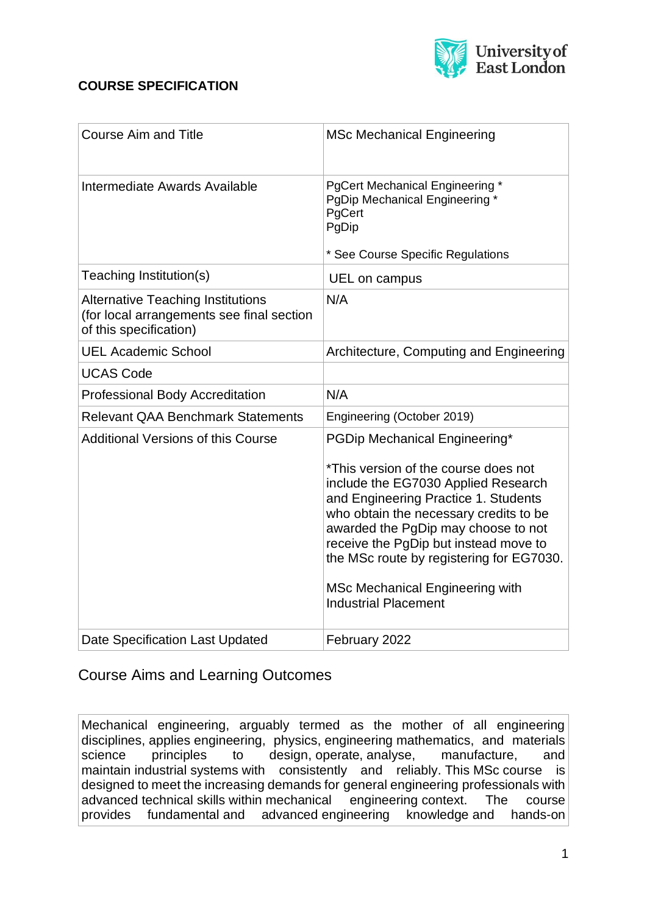**COURSE SPECIFICATION**

| | |
|---|---|
| Course Aim and Title | MSc Mechanical Engineering |
| Intermediate Awards Available | PgCert Mechanical Engineering * <br> PgDip Mechanical Engineering * <br> PgCert <br> PgDip <br><br> * See Course Specific Regulations |
| Teaching Institution(s) | UEL on campus |
| Alternative Teaching Institutions (for local arrangements see final section of this specification) | N/A |
| UEL Academic School | Architecture, Computing and Engineering |
| UCAS Code | |
| Professional Body Accreditation | N/A |
| Relevant QAA Benchmark Statements | Engineering (October 2019) |
| Additional Versions of this Course | PGDip Mechanical Engineering* <br><br> *This version of the course does not include the EG7030 Applied Research and Engineering Practice 1. Students who obtain the necessary credits to be awarded the PgDip may choose to not receive the PgDip but instead move to the MSc route by registering for EG7030. <br><br> MSc Mechanical Engineering with Industrial Placement |
| Date Specification Last Updated | February 2022 |

## Course Aims and Learning Outcomes

Mechanical engineering, arguably termed as the mother of all engineering disciplines, applies engineering, physics, engineering mathematics, and materials science principles to design, operate, analyse, manufacture, and maintain industrial systems with consistently and reliably. This MSc course is designed to meet the increasing demands for general engineering professionals with advanced technical skills within mechanical engineering context. The course provides fundamental and advanced engineering knowledge and hands-on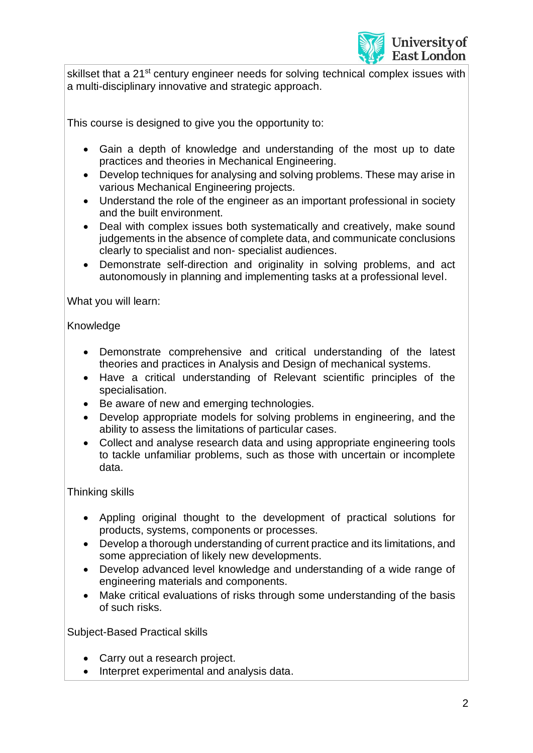skillset that a 21st century engineer needs for solving technical complex issues with a multi-disciplinary innovative and strategic approach.

This course is designed to give you the opportunity to:

- Gain a depth of knowledge and understanding of the most up to date practices and theories in Mechanical Engineering.
- Develop techniques for analysing and solving problems. These may arise in various Mechanical Engineering projects.
- Understand the role of the engineer as an important professional in society and the built environment.
- Deal with complex issues both systematically and creatively, make sound judgements in the absence of complete data, and communicate conclusions clearly to specialist and non- specialist audiences.
- Demonstrate self-direction and originality in solving problems, and act autonomously in planning and implementing tasks at a professional level.

What you will learn:

Knowledge

- Demonstrate comprehensive and critical understanding of the latest theories and practices in Analysis and Design of mechanical systems.
- Have a critical understanding of Relevant scientific principles of the specialisation.
- Be aware of new and emerging technologies.
- Develop appropriate models for solving problems in engineering, and the ability to assess the limitations of particular cases.
- Collect and analyse research data and using appropriate engineering tools to tackle unfamiliar problems, such as those with uncertain or incomplete data.

Thinking skills

- Appling original thought to the development of practical solutions for products, systems, components or processes.
- Develop a thorough understanding of current practice and its limitations, and some appreciation of likely new developments.
- Develop advanced level knowledge and understanding of a wide range of engineering materials and components.
- Make critical evaluations of risks through some understanding of the basis of such risks.

Subject-Based Practical skills

- Carry out a research project.
- Interpret experimental and analysis data.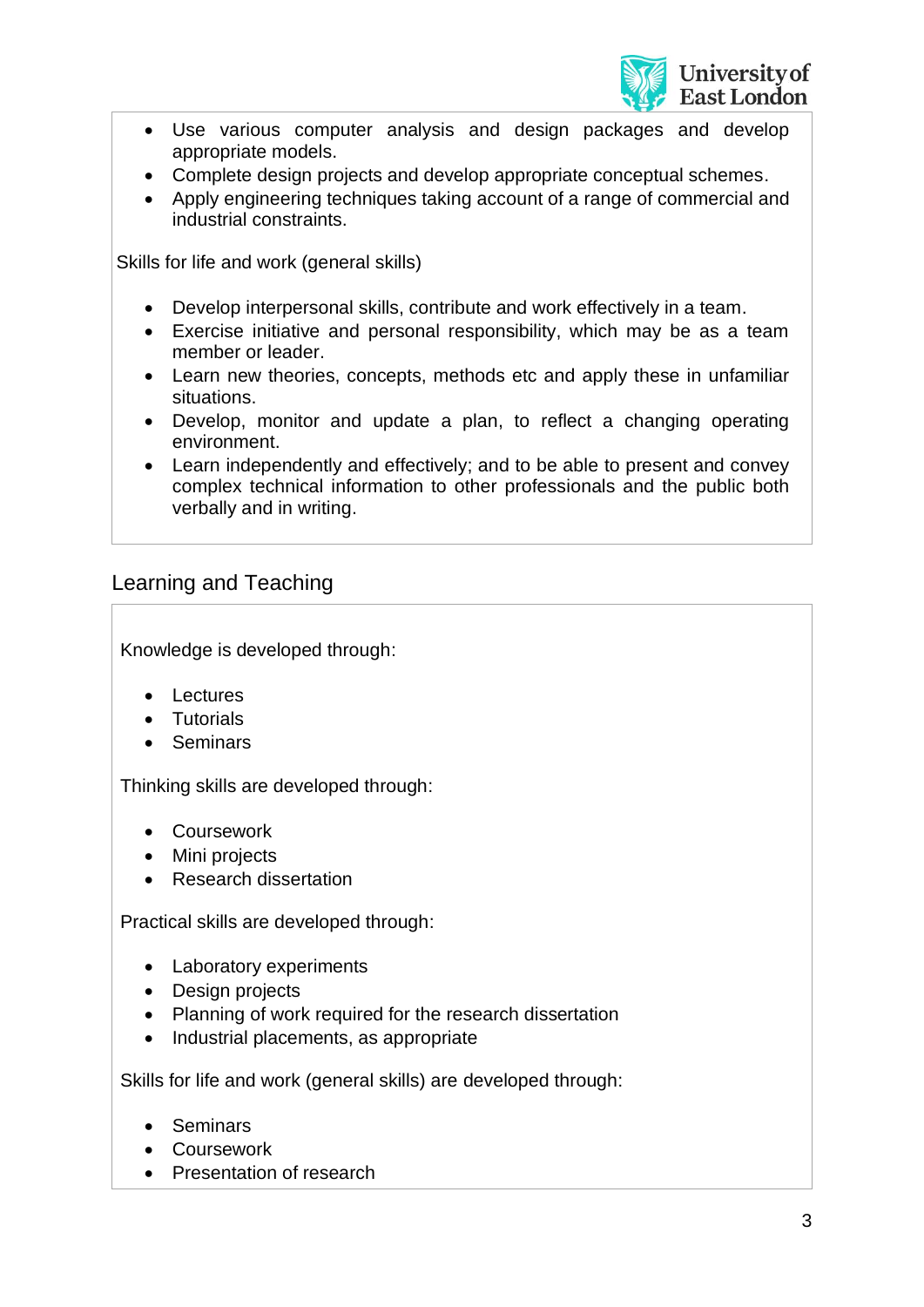- Use various computer analysis and design packages and develop appropriate models.
- Complete design projects and develop appropriate conceptual schemes.
- Apply engineering techniques taking account of a range of commercial and industrial constraints.

Skills for life and work (general skills)

- Develop interpersonal skills, contribute and work effectively in a team.
- Exercise initiative and personal responsibility, which may be as a team member or leader.
- Learn new theories, concepts, methods etc and apply these in unfamiliar situations.
- Develop, monitor and update a plan, to reflect a changing operating environment.
- Learn independently and effectively; and to be able to present and convey complex technical information to other professionals and the public both verbally and in writing.

## Learning and Teaching

Knowledge is developed through:

- Lectures
- Tutorials
- Seminars

Thinking skills are developed through:

- Coursework
- Mini projects
- Research dissertation

Practical skills are developed through:

- Laboratory experiments
- Design projects
- Planning of work required for the research dissertation
- Industrial placements, as appropriate

Skills for life and work (general skills) are developed through:

- Seminars
- Coursework
- Presentation of research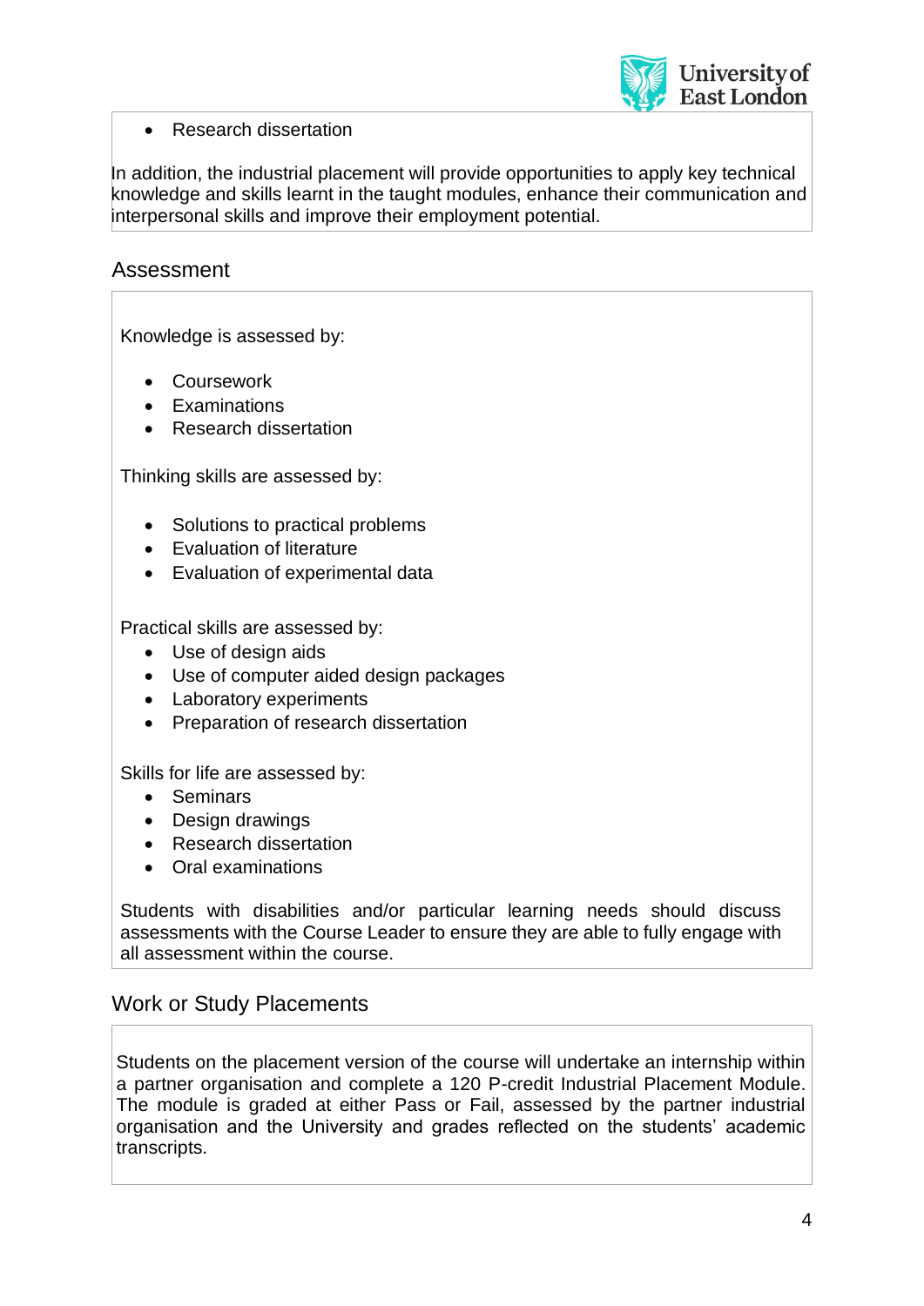- Research dissertation

In addition, the industrial placement will provide opportunities to apply key technical knowledge and skills learnt in the taught modules, enhance their communication and interpersonal skills and improve their employment potential.

## Assessment

Knowledge is assessed by:

- Coursework
- Examinations
- Research dissertation

Thinking skills are assessed by:

- Solutions to practical problems
- Evaluation of literature
- Evaluation of experimental data

Practical skills are assessed by:

- Use of design aids
- Use of computer aided design packages
- Laboratory experiments
- Preparation of research dissertation

Skills for life are assessed by:

- Seminars
- Design drawings
- Research dissertation
- Oral examinations

Students with disabilities and/or particular learning needs should discuss assessments with the Course Leader to ensure they are able to fully engage with all assessment within the course.

## Work or Study Placements

Students on the placement version of the course will undertake an internship within a partner organisation and complete a 120 P-credit Industrial Placement Module. The module is graded at either Pass or Fail, assessed by the partner industrial organisation and the University and grades reflected on the students' academic transcripts.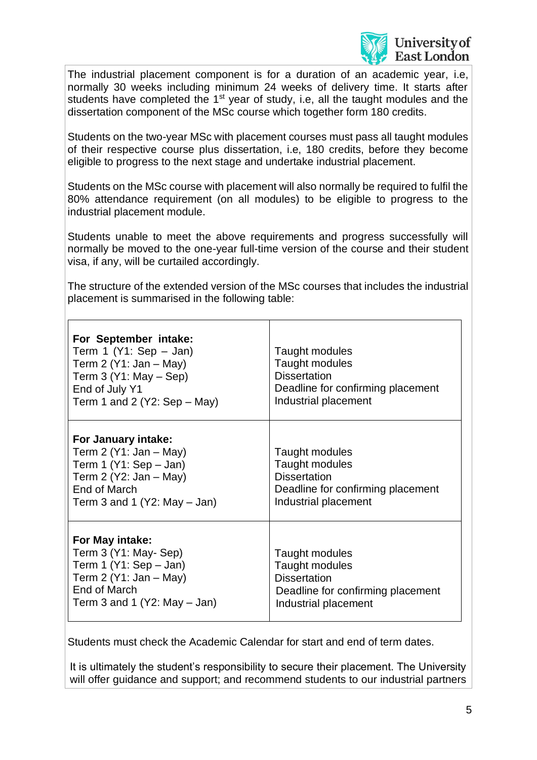The industrial placement component is for a duration of an academic year, i.e, normally 30 weeks including minimum 24 weeks of delivery time. It starts after students have completed the 1st year of study, i.e, all the taught modules and the dissertation component of the MSc course which together form 180 credits.

Students on the two-year MSc with placement courses must pass all taught modules of their respective course plus dissertation, i.e, 180 credits, before they become eligible to progress to the next stage and undertake industrial placement.

Students on the MSc course with placement will also normally be required to fulfil the 80% attendance requirement (on all modules) to be eligible to progress to the industrial placement module.

Students unable to meet the above requirements and progress successfully will normally be moved to the one-year full-time version of the course and their student visa, if any, will be curtailed accordingly.

The structure of the extended version of the MSc courses that includes the industrial placement is summarised in the following table:

| | |
|---|---|
| **For September intake:** | |
| Term 1 (Y1: Sep – Jan) | Taught modules |
| Term 2 (Y1: Jan – May) | Taught modules |
| Term 3 (Y1: May – Sep) | Dissertation |
| End of July Y1 | Deadline for confirming placement |
| Term 1 and 2 (Y2: Sep – May) | Industrial placement |
| **For January intake:** | |
| Term 2 (Y1: Jan – May) | Taught modules |
| Term 1 (Y1: Sep – Jan) | Taught modules |
| Term 2 (Y2: Jan – May) | Dissertation |
| End of March | Deadline for confirming placement |
| Term 3 and 1 (Y2: May – Jan) | Industrial placement |
| **For May intake:** | |
| Term 3 (Y1: May- Sep) | Taught modules |
| Term 1 (Y1: Sep – Jan) | Taught modules |
| Term 2 (Y1: Jan – May) | Dissertation |
| End of March | Deadline for confirming placement |
| Term 3 and 1 (Y2: May – Jan) | Industrial placement |

Students must check the Academic Calendar for start and end of term dates.

It is ultimately the student's responsibility to secure their placement. The University will offer guidance and support; and recommend students to our industrial partners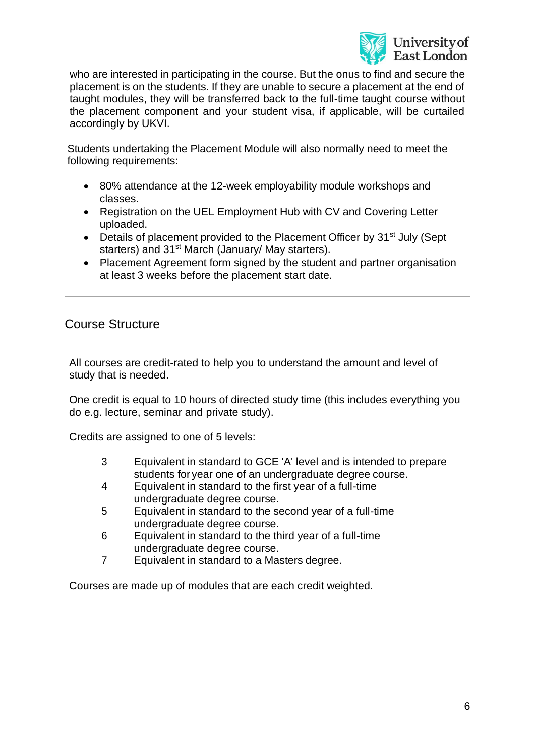who are interested in participating in the course. But the onus to find and secure the placement is on the students. If they are unable to secure a placement at the end of taught modules, they will be transferred back to the full-time taught course without the placement component and your student visa, if applicable, will be curtailed accordingly by UKVI.

Students undertaking the Placement Module will also normally need to meet the following requirements:

- 80% attendance at the 12-week employability module workshops and classes.
- Registration on the UEL Employment Hub with CV and Covering Letter uploaded.
- Details of placement provided to the Placement Officer by 31st July (Sept starters) and 31st March (January/ May starters).
- Placement Agreement form signed by the student and partner organisation at least 3 weeks before the placement start date.

## Course Structure

All courses are credit-rated to help you to understand the amount and level of study that is needed.

One credit is equal to 10 hours of directed study time (this includes everything you do e.g. lecture, seminar and private study).

Credits are assigned to one of 5 levels:

| | |
|---|---|
| 3 | Equivalent in standard to GCE 'A' level and is intended to prepare students for year one of an undergraduate degree course. |
| 4 | Equivalent in standard to the first year of a full-time undergraduate degree course. |
| 5 | Equivalent in standard to the second year of a full-time undergraduate degree course. |
| 6 | Equivalent in standard to the third year of a full-time undergraduate degree course. |
| 7 | Equivalent in standard to a Masters degree. |

Courses are made up of modules that are each credit weighted.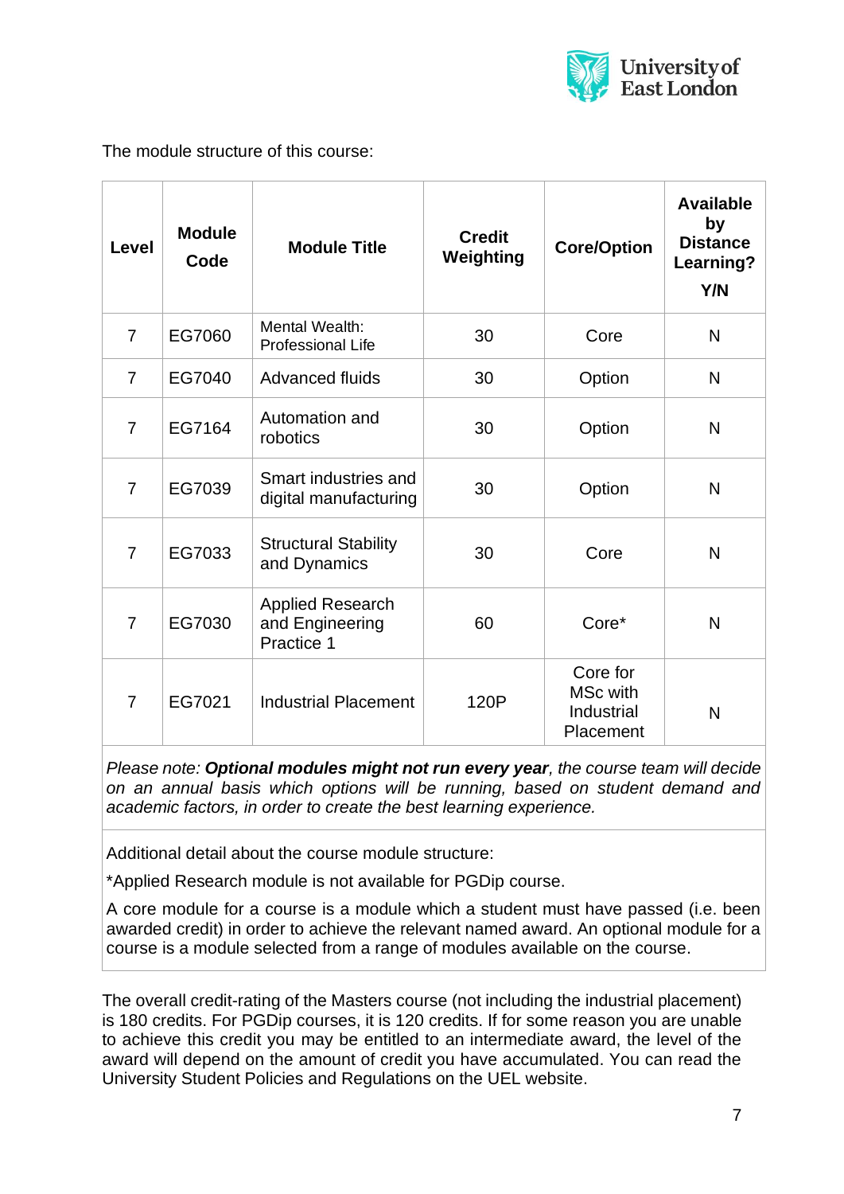The module structure of this course:

| Level | Module Code | Module Title | Credit Weighting | Core/Option | Available by Distance Learning? Y/N |
|---|---|---|---|---|---|
| 7 | EG7060 | Mental Wealth: Professional Life | 30 | Core | N |
| 7 | EG7040 | Advanced fluids | 30 | Option | N |
| 7 | EG7164 | Automation and robotics | 30 | Option | N |
| 7 | EG7039 | Smart industries and digital manufacturing | 30 | Option | N |
| 7 | EG7033 | Structural Stability and Dynamics | 30 | Core | N |
| 7 | EG7030 | Applied Research and Engineering Practice 1 | 60 | Core* | N |
| 7 | EG7021 | Industrial Placement | 120P | Core for MSc with Industrial Placement | N |

*Please note: **Optional modules might not run every year**, the course team will decide on an annual basis which options will be running, based on student demand and academic factors, in order to create the best learning experience.*

Additional detail about the course module structure:

*Applied Research module is not available for PGDip course.

A core module for a course is a module which a student must have passed (i.e. been awarded credit) in order to achieve the relevant named award. An optional module for a course is a module selected from a range of modules available on the course.

The overall credit-rating of the Masters course (not including the industrial placement) is 180 credits. For PGDip courses, it is 120 credits. If for some reason you are unable to achieve this credit you may be entitled to an intermediate award, the level of the award will depend on the amount of credit you have accumulated. You can read the University Student Policies and Regulations on the UEL website.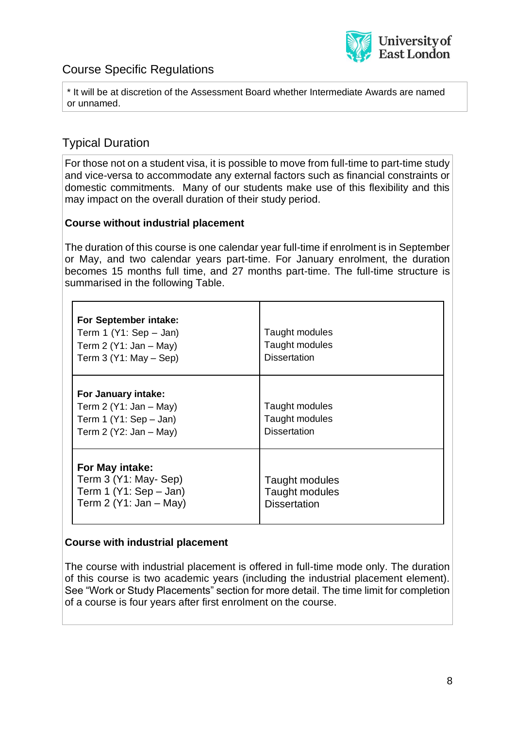## Course Specific Regulations

* It will be at discretion of the Assessment Board whether Intermediate Awards are named or unnamed.

## Typical Duration

For those not on a student visa, it is possible to move from full-time to part-time study and vice-versa to accommodate any external factors such as financial constraints or domestic commitments. Many of our students make use of this flexibility and this may impact on the overall duration of their study period.

**Course without industrial placement**

The duration of this course is one calendar year full-time if enrolment is in September or May, and two calendar years part-time. For January enrolment, the duration becomes 15 months full time, and 27 months part-time. The full-time structure is summarised in the following Table.

| | |
|---|---|
| **For September intake:**<br>Term 1 (Y1: Sep – Jan)<br>Term 2 (Y1: Jan – May)<br>Term 3 (Y1: May – Sep) | Taught modules<br>Taught modules<br>Dissertation |
| **For January intake:**<br>Term 2 (Y1: Jan – May)<br>Term 1 (Y1: Sep – Jan)<br>Term 2 (Y2: Jan – May) | Taught modules<br>Taught modules<br>Dissertation |
| **For May intake:**<br>Term 3 (Y1: May- Sep)<br>Term 1 (Y1: Sep – Jan)<br>Term 2 (Y1: Jan – May) | Taught modules<br>Taught modules<br>Dissertation |

**Course with industrial placement**

The course with industrial placement is offered in full-time mode only. The duration of this course is two academic years (including the industrial placement element). See "Work or Study Placements" section for more detail. The time limit for completion of a course is four years after first enrolment on the course.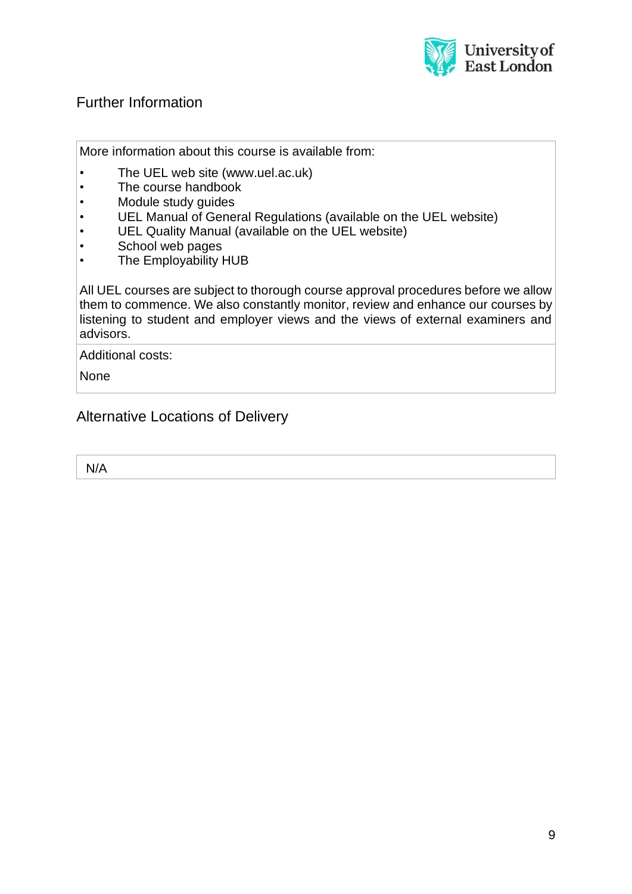## Further Information

| |
|---|
| More information about this course is available from:<br><br>• The UEL web site (www.uel.ac.uk)<br>• The course handbook<br>• Module study guides<br>• UEL Manual of General Regulations (available on the UEL website)<br>• UEL Quality Manual (available on the UEL website)<br>• School web pages<br>• The Employability HUB<br><br>All UEL courses are subject to thorough course approval procedures before we allow them to commence. We also constantly monitor, review and enhance our courses by listening to student and employer views and the views of external examiners and advisors. |
| Additional costs:<br><br>None |

## Alternative Locations of Delivery

| |
|---|
| N/A |